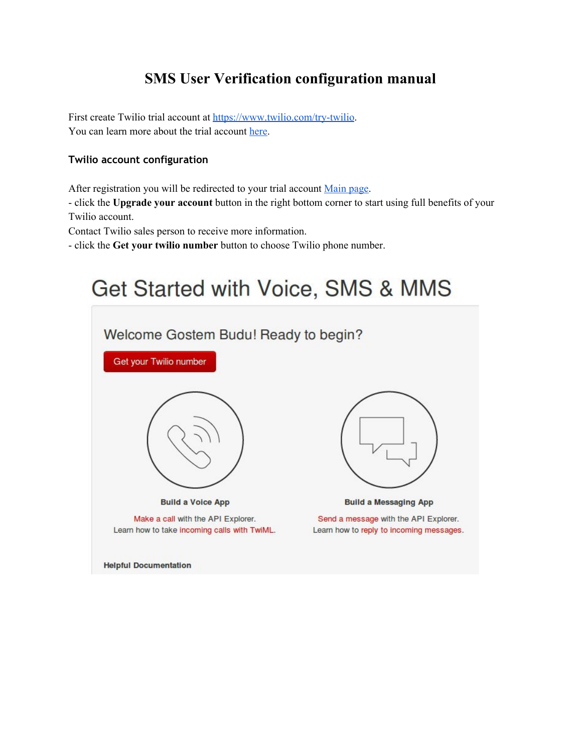# SMS User Verification configuration manual

First create Twilio trial account at [https://www.twilio.com/try-twilio](https://www.twilio.com/try-twilio).
You can learn more about the trial account [here](#).

## Twilio account configuration

After registration you will be redirected to your trial account [Main page](#).
- click the **Upgrade your account** button in the right bottom corner to start using full benefits of your Twilio account.

Contact Twilio sales person to receive more information.
- click the **Get your twilio number** button to choose Twilio phone number.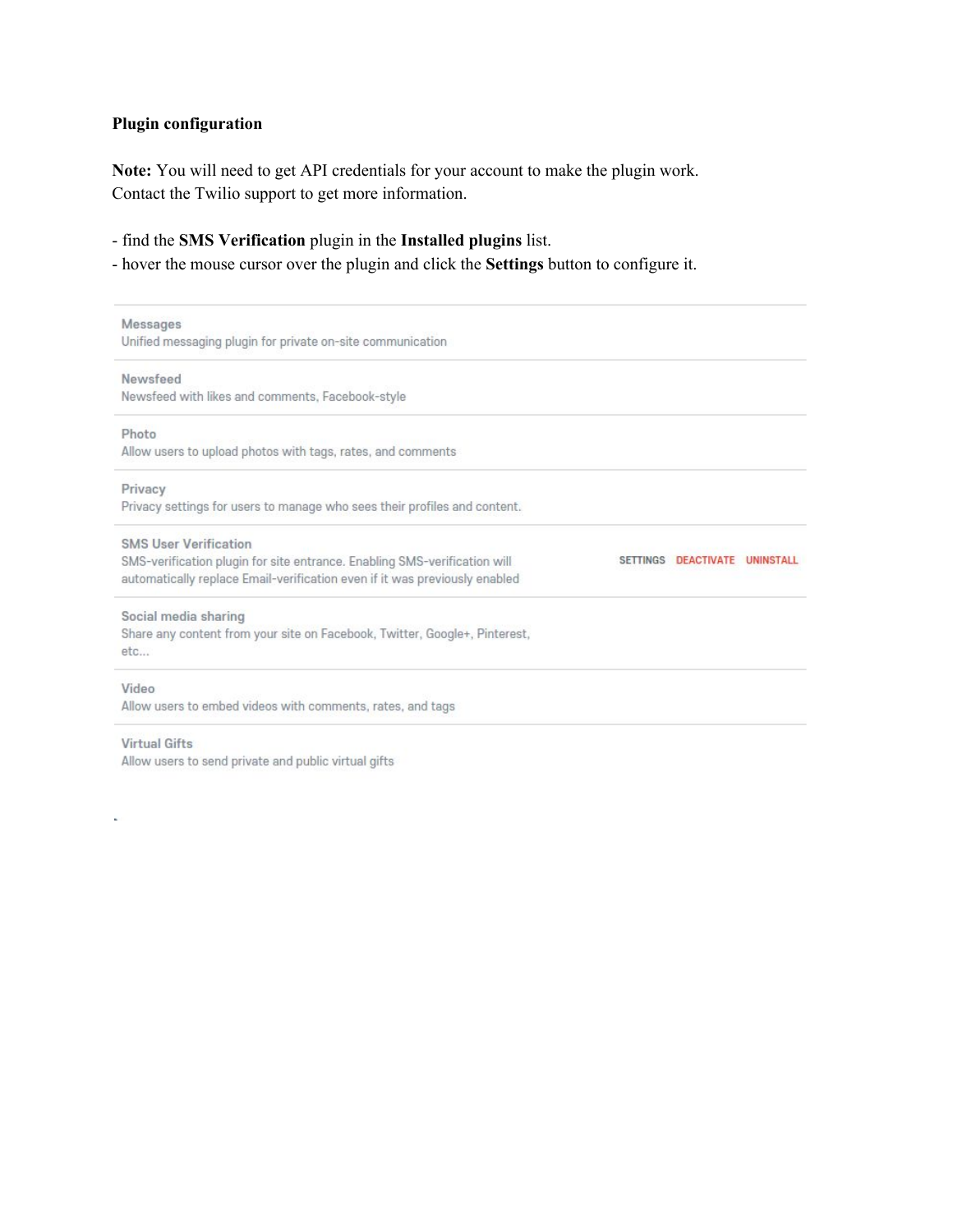**Plugin configuration**

**Note:** You will need to get API credentials for your account to make the plugin work. Contact the Twilio support to get more information.

- find the **SMS Verification** plugin in the **Installed plugins** list.
- hover the mouse cursor over the plugin and click the **Settings** button to configure it.

| | |
|---|---|
| **Messages**<br>Unified messaging plugin for private on-site communication | |
| **Newsfeed**<br>Newsfeed with likes and comments, Facebook-style | |
| **Photo**<br>Allow users to upload photos with tags, rates, and comments | |
| **Privacy**<br>Privacy settings for users to manage who sees their profiles and content. | |
| **SMS User Verification**<br>SMS-verification plugin for site entrance. Enabling SMS-verification will automatically replace Email-verification even if it was previously enabled | SETTINGS DEACTIVATE UNINSTALL |
| **Social media sharing**<br>Share any content from your site on Facebook, Twitter, Google+, Pinterest, etc... | |
| **Video**<br>Allow users to embed videos with comments, rates, and tags | |
| **Virtual Gifts**<br>Allow users to send private and public virtual gifts | |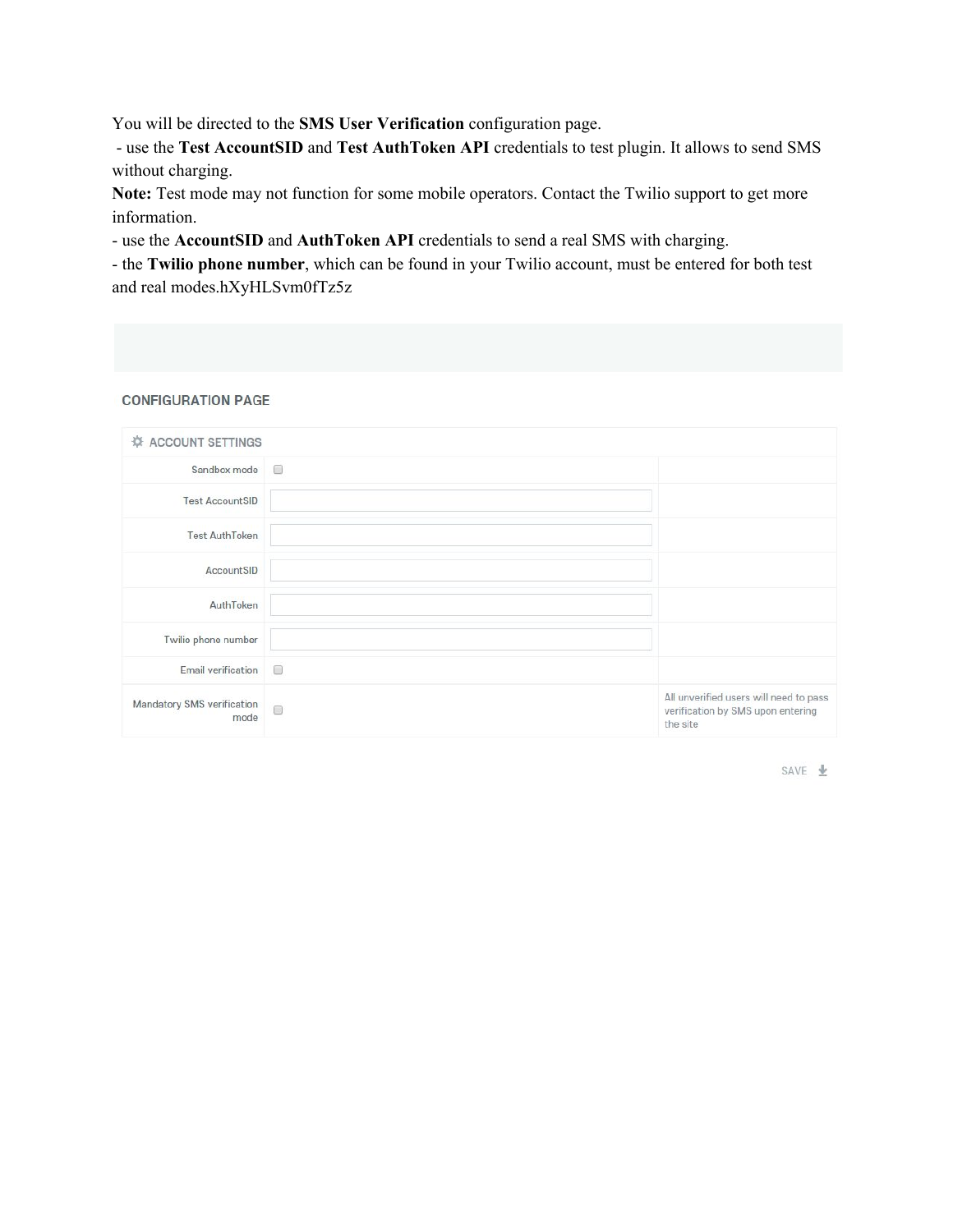You will be directed to the **SMS User Verification** configuration page.

- use the **Test AccountSID** and **Test AuthToken API** credentials to test plugin. It allows to send SMS without charging.

**Note:** Test mode may not function for some mobile operators. Contact the Twilio support to get more information.

- use the **AccountSID** and **AuthToken API** credentials to send a real SMS with charging.
- the **Twilio phone number**, which can be found in your Twilio account, must be entered for both test and real modes.hXyHLSvm0fTz5z

CONFIGURATION PAGE

ACCOUNT SETTINGS

| Setting | Value | Description |
|---|---|---|
| Sandbox mode | ☐ | |
| Test AccountSID | | |
| Test AuthToken | | |
| AccountSID | | |
| AuthToken | | |
| Twilio phone number | | |
| Email verification | ☐ | |
| Mandatory SMS verification mode | ☐ | All unverified users will need to pass verification by SMS upon entering the site |

SAVE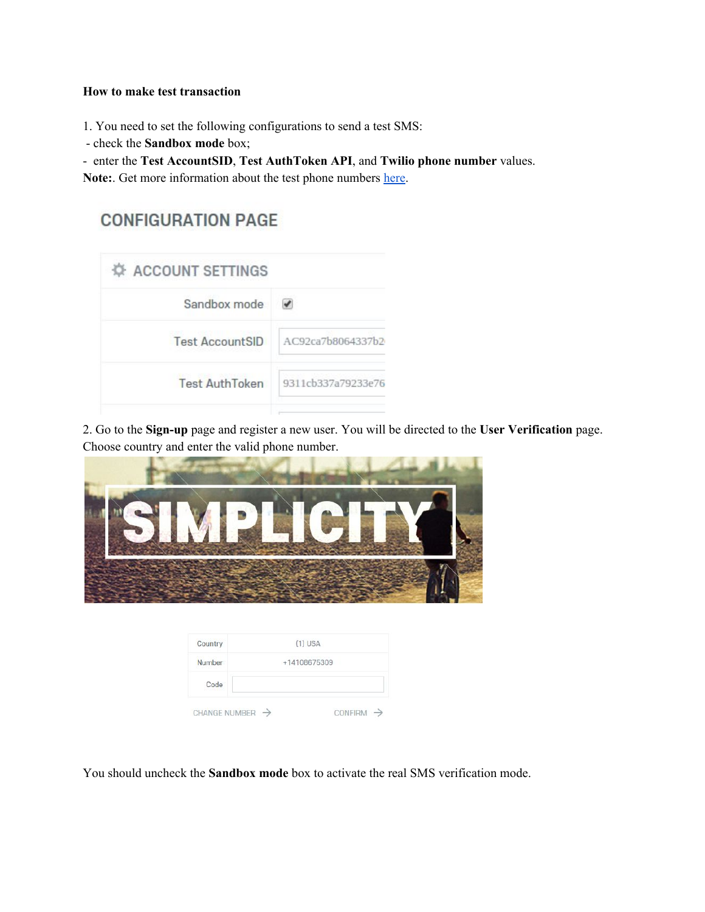**How to make test transaction**

1. You need to set the following configurations to send a test SMS:
 - check the **Sandbox mode** box;
 - enter the **Test AccountSID**, **Test AuthToken API**, and **Twilio phone number** values.

**Note:**. Get more information about the test phone numbers here.

2. Go to the **Sign-up** page and register a new user. You will be directed to the **User Verification** page. Choose country and enter the valid phone number.

You should uncheck the **Sandbox mode** box to activate the real SMS verification mode.